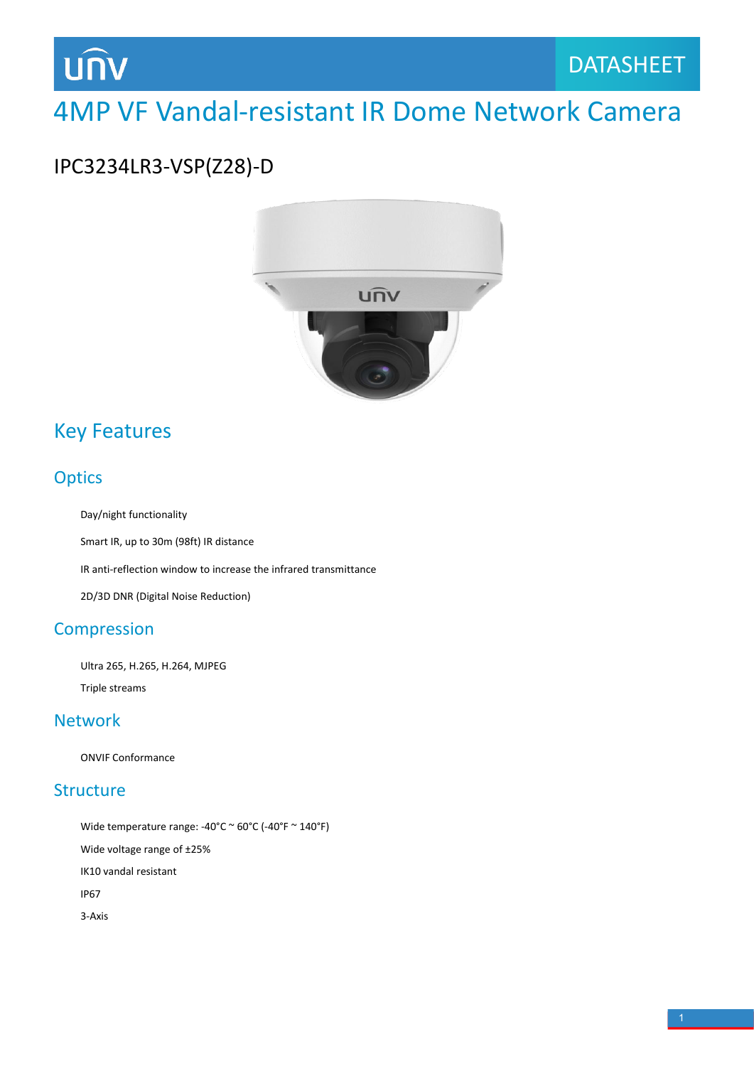DATASHEET

# 4MP VF Vandal-resistant IR Dome Network Camera

## IPC3234LR3-VSP(Z28)-D

## Key Features

### Optics

Day/night functionality

Smart IR, up to 30m (98ft) IR distance

IR anti-reflection window to increase the infrared transmittance

2D/3D DNR (Digital Noise Reduction)

### Compression

Ultra 265, H.265, H.264, MJPEG

Triple streams

### Network

ONVIF Conformance

### Structure

Wide temperature range: -40°C ~ 60°C (-40°F ~ 140°F)

Wide voltage range of ±25%

IK10 vandal resistant

IP67

3-Axis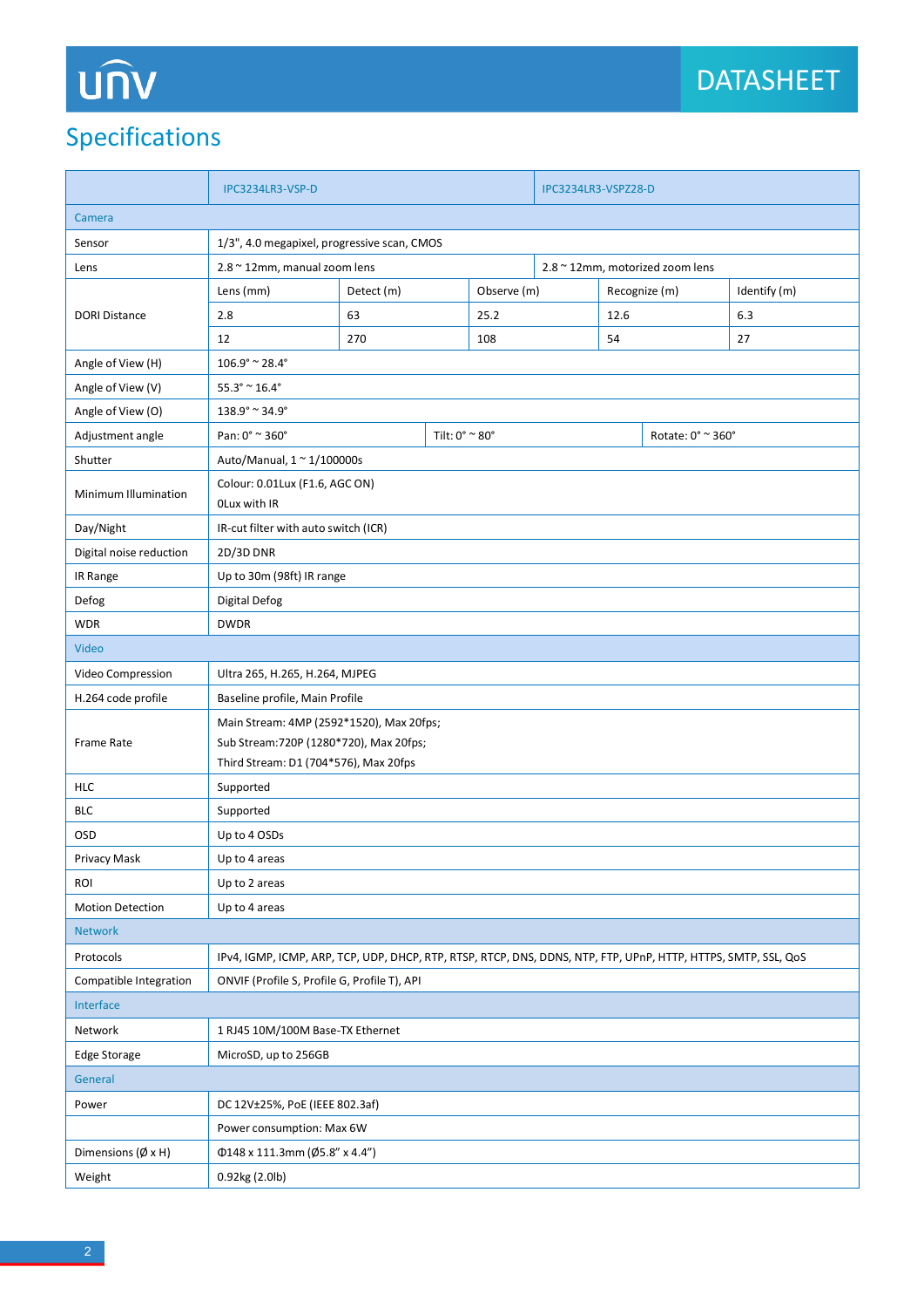## Specifications

| | IPC3234LR3-VSP-D | | | | IPC3234LR3-VSPZ28-D |
|---|---|---|---|---|---|
| **Camera** | | | | | |
| Sensor | 1/3", 4.0 megapixel, progressive scan, CMOS | | | | |
| Lens | 2.8 ~ 12mm, manual zoom lens | | | | 2.8 ~ 12mm, motorized zoom lens |
| DORI Distance | Lens (mm) | Detect (m) | Observe (m) | Recognize (m) | Identify (m) |
| | 2.8 | 63 | 25.2 | 12.6 | 6.3 |
| | 12 | 270 | 108 | 54 | 27 |
| Angle of View (H) | 106.9° ~ 28.4° | | | | |
| Angle of View (V) | 55.3° ~ 16.4° | | | | |
| Angle of View (O) | 138.9° ~ 34.9° | | | | |
| Adjustment angle | Pan: 0° ~ 360° | Tilt: 0° ~ 80° | | Rotate: 0° ~ 360° | |
| Shutter | Auto/Manual, 1 ~ 1/100000s | | | | |
| Minimum Illumination | Colour: 0.01Lux (F1.6, AGC ON)<br>0Lux with IR | | | | |
| Day/Night | IR-cut filter with auto switch (ICR) | | | | |
| Digital noise reduction | 2D/3D DNR | | | | |
| IR Range | Up to 30m (98ft) IR range | | | | |
| Defog | Digital Defog | | | | |
| WDR | DWDR | | | | |
| **Video** | | | | | |
| Video Compression | Ultra 265, H.265, H.264, MJPEG | | | | |
| H.264 code profile | Baseline profile, Main Profile | | | | |
| Frame Rate | Main Stream: 4MP (2592*1520), Max 20fps;<br>Sub Stream:720P (1280*720), Max 20fps;<br>Third Stream: D1 (704*576), Max 20fps | | | | |
| HLC | Supported | | | | |
| BLC | Supported | | | | |
| OSD | Up to 4 OSDs | | | | |
| Privacy Mask | Up to 4 areas | | | | |
| ROI | Up to 2 areas | | | | |
| Motion Detection | Up to 4 areas | | | | |
| **Network** | | | | | |
| Protocols | IPv4, IGMP, ICMP, ARP, TCP, UDP, DHCP, RTP, RTSP, RTCP, DNS, DDNS, NTP, FTP, UPnP, HTTP, HTTPS, SMTP, SSL, QoS | | | | |
| Compatible Integration | ONVIF (Profile S, Profile G, Profile T), API | | | | |
| **Interface** | | | | | |
| Network | 1 RJ45 10M/100M Base-TX Ethernet | | | | |
| Edge Storage | MicroSD, up to 256GB | | | | |
| **General** | | | | | |
| Power | DC 12V±25%, PoE (IEEE 802.3af) | | | | |
| | Power consumption: Max 6W | | | | |
| Dimensions (Ø x H) | Φ148 x 111.3mm (Ø5.8" x 4.4") | | | | |
| Weight | 0.92kg (2.0lb) | | | | |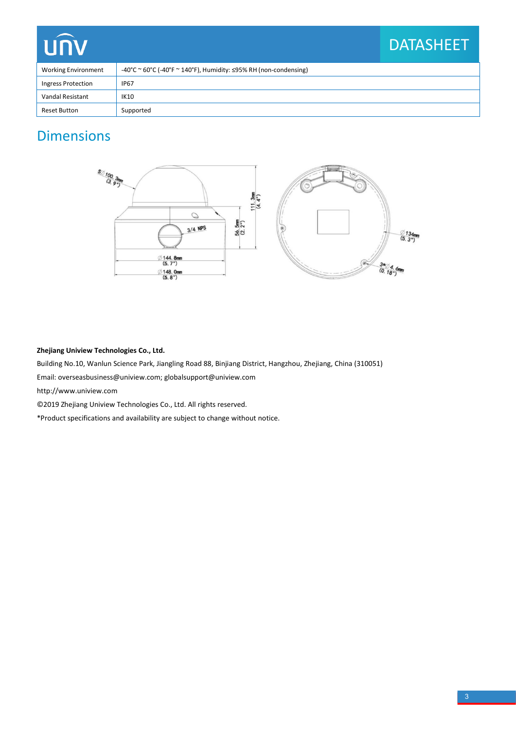| | |
|---|---|
| Working Environment | -40°C ~ 60°C (-40°F ~ 140°F), Humidity: ≤95% RH (non-condensing) |
| Ingress Protection | IP67 |
| Vandal Resistant | IK10 |
| Reset Button | Supported |

## Dimensions

S∅100.3mm (3.9")

111.3mm (4.4")

56.5mm (2.2")

3/4 NPS

∅144.8mm (5.7")

∅148.0mm (5.8")

∅134mm (5.3")

3*∅4.6mm (0.18")

**Zhejiang Uniview Technologies Co., Ltd.**

Building No.10, Wanlun Science Park, Jiangling Road 88, Binjiang District, Hangzhou, Zhejiang, China (310051)

Email: overseasbusiness@uniview.com; globalsupport@uniview.com

http://www.uniview.com

©2019 Zhejiang Uniview Technologies Co., Ltd. All rights reserved.

*Product specifications and availability are subject to change without notice.